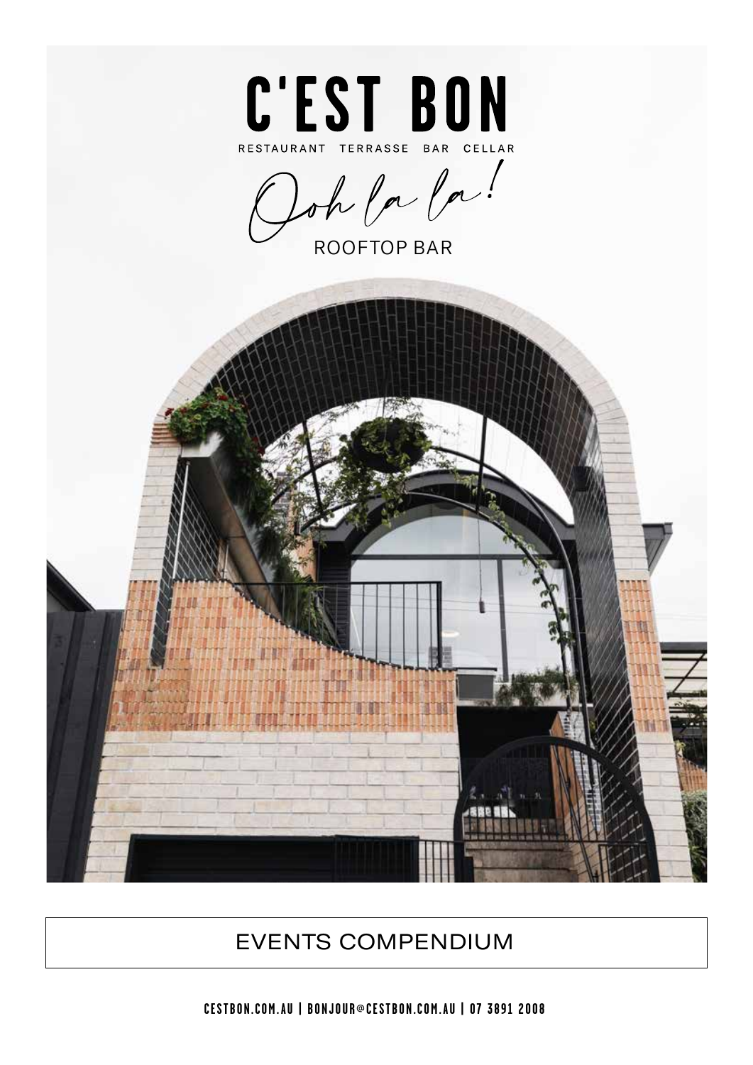# C'EST BON

RESTAURANT TERRASSE BAR CELLAR

*Ooh la la!*

ROOFTOP BAR

## EVENTS COMPENDIUM

CESTBON.COM.AU | BONJOUR@CESTBON.COM.AU | 07 3891 2008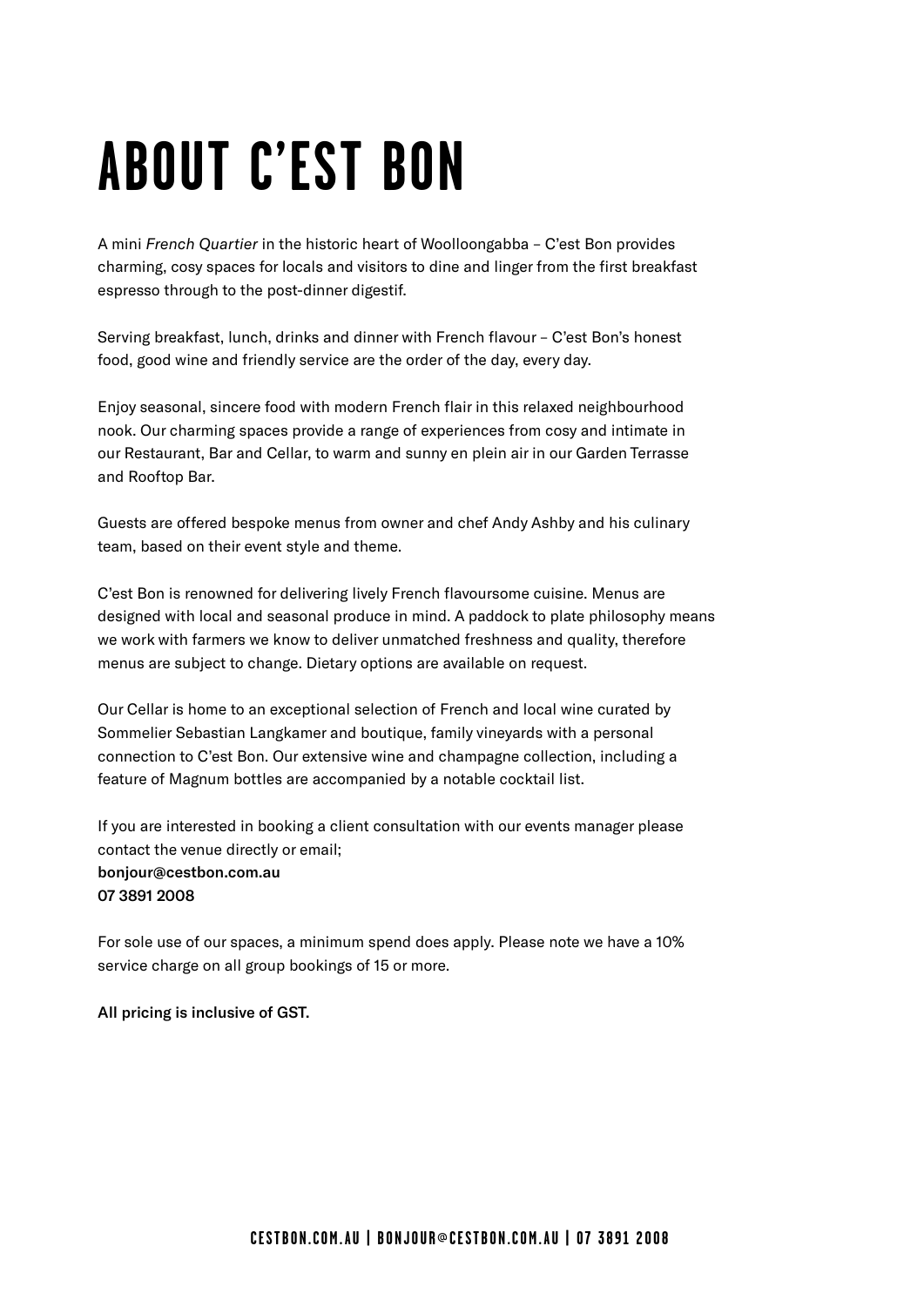# ABOUT C'EST BON

A mini *French Quartier* in the historic heart of Woolloongabba – C'est Bon provides charming, cosy spaces for locals and visitors to dine and linger from the first breakfast espresso through to the post-dinner digestif.

Serving breakfast, lunch, drinks and dinner with French flavour – C'est Bon's honest food, good wine and friendly service are the order of the day, every day.

Enjoy seasonal, sincere food with modern French flair in this relaxed neighbourhood nook. Our charming spaces provide a range of experiences from cosy and intimate in our Restaurant, Bar and Cellar, to warm and sunny en plein air in our Garden Terrasse and Rooftop Bar.

Guests are offered bespoke menus from owner and chef Andy Ashby and his culinary team, based on their event style and theme.

C'est Bon is renowned for delivering lively French flavoursome cuisine. Menus are designed with local and seasonal produce in mind. A paddock to plate philosophy means we work with farmers we know to deliver unmatched freshness and quality, therefore menus are subject to change. Dietary options are available on request.

Our Cellar is home to an exceptional selection of French and local wine curated by Sommelier Sebastian Langkamer and boutique, family vineyards with a personal connection to C'est Bon. Our extensive wine and champagne collection, including a feature of Magnum bottles are accompanied by a notable cocktail list.

If you are interested in booking a client consultation with our events manager please contact the venue directly or email;
**bonjour@cestbon.com.au**
**07 3891 2008**

For sole use of our spaces, a minimum spend does apply. Please note we have a 10% service charge on all group bookings of 15 or more.

**All pricing is inclusive of GST.**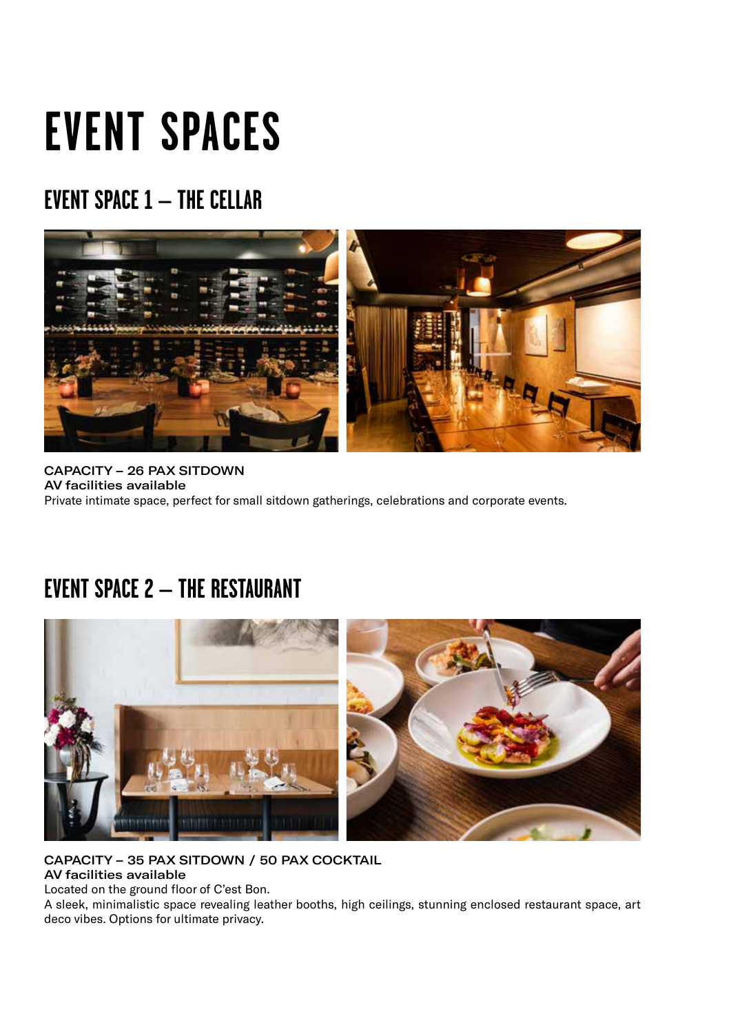# EVENT SPACES

## EVENT SPACE 1 – THE CELLAR

**CAPACITY – 26 PAX SITDOWN**
**AV facilities available**
Private intimate space, perfect for small sitdown gatherings, celebrations and corporate events.

## EVENT SPACE 2 – THE RESTAURANT

**CAPACITY – 35 PAX SITDOWN / 50 PAX COCKTAIL**
**AV facilities available**
Located on the ground floor of C'est Bon.
A sleek, minimalistic space revealing leather booths, high ceilings, stunning enclosed restaurant space, art deco vibes. Options for ultimate privacy.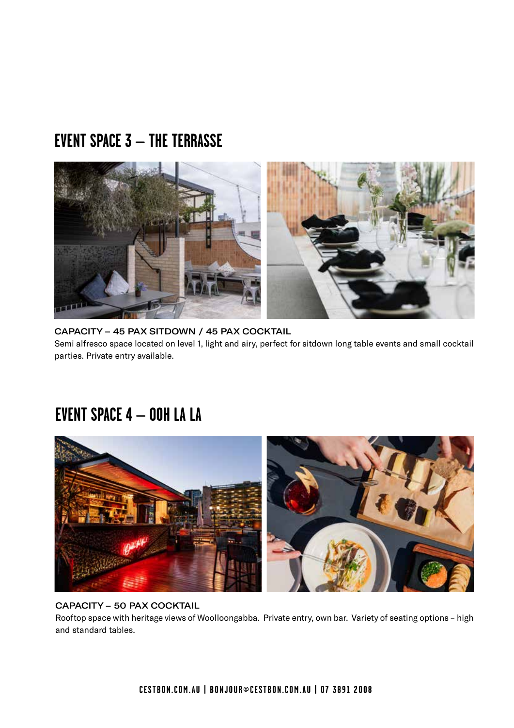## EVENT SPACE 3 – THE TERRASSE

**CAPACITY – 45 PAX SITDOWN / 45 PAX COCKTAIL**

Semi alfresco space located on level 1, light and airy, perfect for sitdown long table events and small cocktail parties. Private entry available.

## EVENT SPACE 4 – OOH LA LA

**CAPACITY – 50 PAX COCKTAIL**

Rooftop space with heritage views of Woolloongabba. Private entry, own bar. Variety of seating options – high and standard tables.

CESTBON.COM.AU | BONJOUR@CESTBON.COM.AU | 07 3891 2008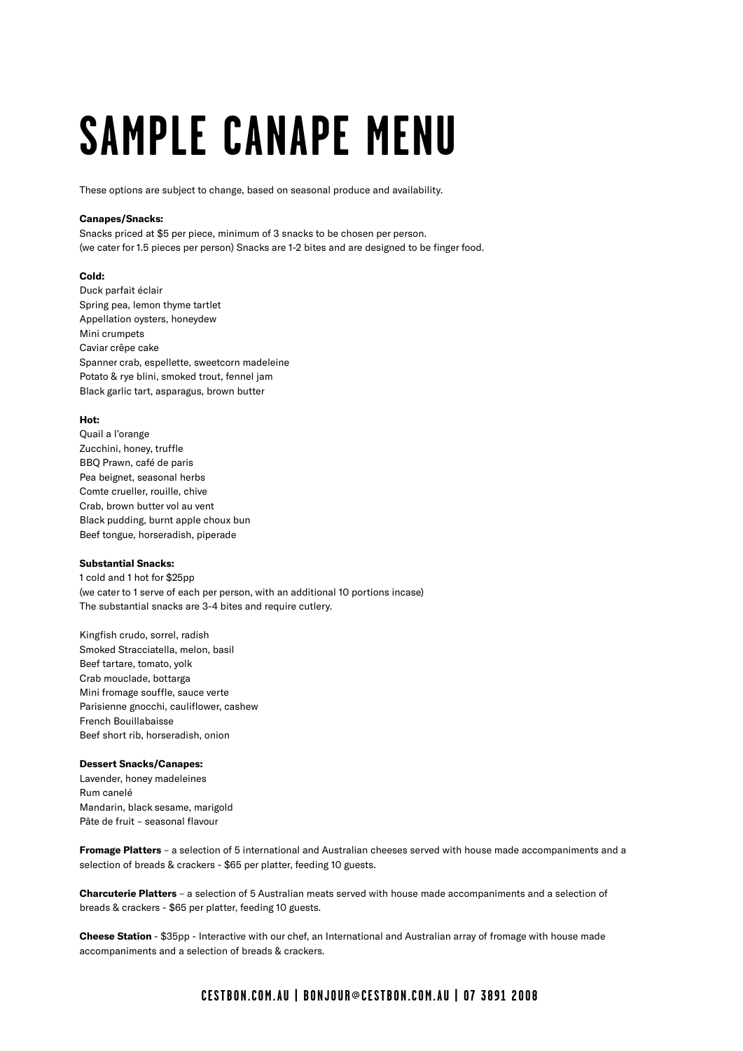# SAMPLE CANAPE MENU

These options are subject to change, based on seasonal produce and availability.

**Canapes/Snacks:**
Snacks priced at $5 per piece, minimum of 3 snacks to be chosen per person.
(we cater for 1.5 pieces per person) Snacks are 1-2 bites and are designed to be finger food.

**Cold:**
Duck parfait éclair
Spring pea, lemon thyme tartlet
Appellation oysters, honeydew
Mini crumpets
Caviar crêpe cake
Spanner crab, espellette, sweetcorn madeleine
Potato & rye blini, smoked trout, fennel jam
Black garlic tart, asparagus, brown butter

**Hot:**
Quail a l'orange
Zucchini, honey, truffle
BBQ Prawn, café de paris
Pea beignet, seasonal herbs
Comte crueller, rouille, chive
Crab, brown butter vol au vent
Black pudding, burnt apple choux bun
Beef tongue, horseradish, piperade

**Substantial Snacks:**
1 cold and 1 hot for $25pp
(we cater to 1 serve of each per person, with an additional 10 portions incase)
The substantial snacks are 3-4 bites and require cutlery.

Kingfish crudo, sorrel, radish
Smoked Stracciatella, melon, basil
Beef tartare, tomato, yolk
Crab mouclade, bottarga
Mini fromage souffle, sauce verte
Parisienne gnocchi, cauliflower, cashew
French Bouillabaisse
Beef short rib, horseradish, onion

**Dessert Snacks/Canapes:**
Lavender, honey madeleines
Rum canelé
Mandarin, black sesame, marigold
Pâte de fruit – seasonal flavour

**Fromage Platters** – a selection of 5 international and Australian cheeses served with house made accompaniments and a selection of breads & crackers - $65 per platter, feeding 10 guests.

**Charcuterie Platters** – a selection of 5 Australian meats served with house made accompaniments and a selection of breads & crackers - $65 per platter, feeding 10 guests.

**Cheese Station** - $35pp - Interactive with our chef, an International and Australian array of fromage with house made accompaniments and a selection of breads & crackers.

CESTBON.COM.AU | BONJOUR@CESTBON.COM.AU | 07 3891 2008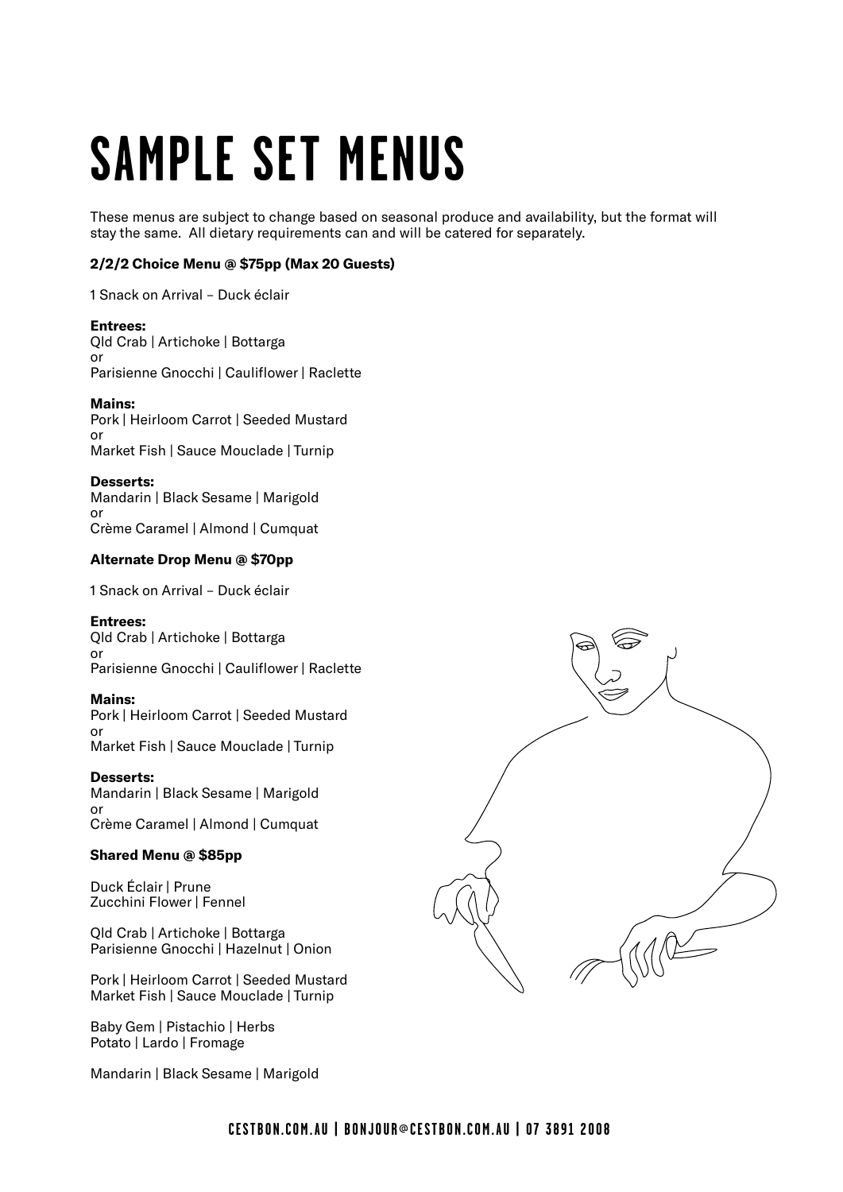# SAMPLE SET MENUS

These menus are subject to change based on seasonal produce and availability, but the format will stay the same. All dietary requirements can and will be catered for separately.

**2/2/2 Choice Menu @ $75pp (Max 20 Guests)**

1 Snack on Arrival – Duck éclair

**Entrees:**
Qld Crab | Artichoke | Bottarga
or
Parisienne Gnocchi | Cauliflower | Raclette

**Mains:**
Pork | Heirloom Carrot | Seeded Mustard
or
Market Fish | Sauce Mouclade | Turnip

**Desserts:**
Mandarin | Black Sesame | Marigold
or
Crème Caramel | Almond | Cumquat

**Alternate Drop Menu @ $70pp**

1 Snack on Arrival – Duck éclair

**Entrees:**
Qld Crab | Artichoke | Bottarga
or
Parisienne Gnocchi | Cauliflower | Raclette

**Mains:**
Pork | Heirloom Carrot | Seeded Mustard
or
Market Fish | Sauce Mouclade | Turnip

**Desserts:**
Mandarin | Black Sesame | Marigold
or
Crème Caramel | Almond | Cumquat

**Shared Menu @ $85pp**

Duck Éclair | Prune
Zucchini Flower | Fennel

Qld Crab | Artichoke | Bottarga
Parisienne Gnocchi | Hazelnut | Onion

Pork | Heirloom Carrot | Seeded Mustard
Market Fish | Sauce Mouclade | Turnip

Baby Gem | Pistachio | Herbs
Potato | Lardo | Fromage

Mandarin | Black Sesame | Marigold

CESTBON.COM.AU | BONJOUR@CESTBON.COM.AU | 07 3891 2008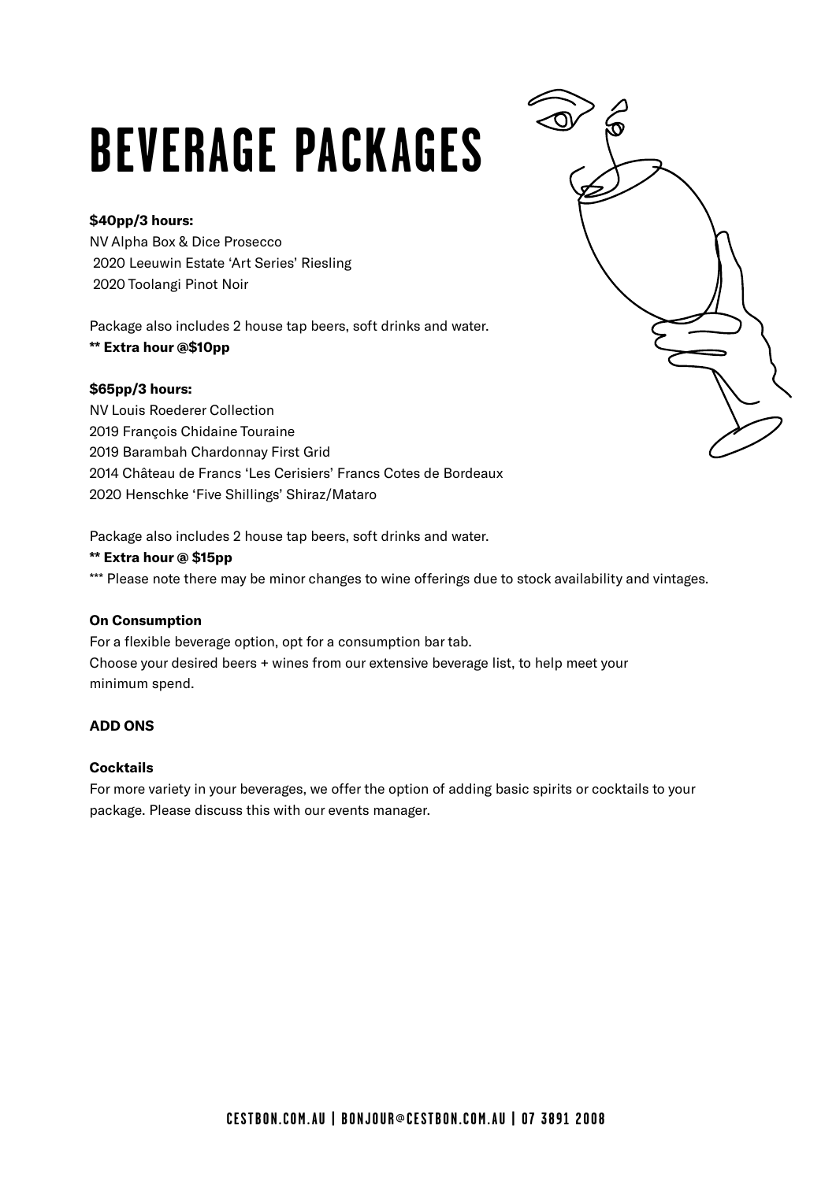# BEVERAGE PACKAGES

**$40pp/3 hours:**
NV Alpha Box & Dice Prosecco
2020 Leeuwin Estate 'Art Series' Riesling
2020 Toolangi Pinot Noir

Package also includes 2 house tap beers, soft drinks and water.
**** Extra hour @$10pp**

**$65pp/3 hours:**
NV Louis Roederer Collection
2019 François Chidaine Touraine
2019 Barambah Chardonnay First Grid
2014 Château de Francs 'Les Cerisiers' Francs Cotes de Bordeaux
2020 Henschke 'Five Shillings' Shiraz/Mataro

Package also includes 2 house tap beers, soft drinks and water.
**** Extra hour @ $15pp**
*** Please note there may be minor changes to wine offerings due to stock availability and vintages.

**On Consumption**
For a flexible beverage option, opt for a consumption bar tab.
Choose your desired beers + wines from our extensive beverage list, to help meet your minimum spend.

**ADD ONS**

**Cocktails**
For more variety in your beverages, we offer the option of adding basic spirits or cocktails to your package. Please discuss this with our events manager.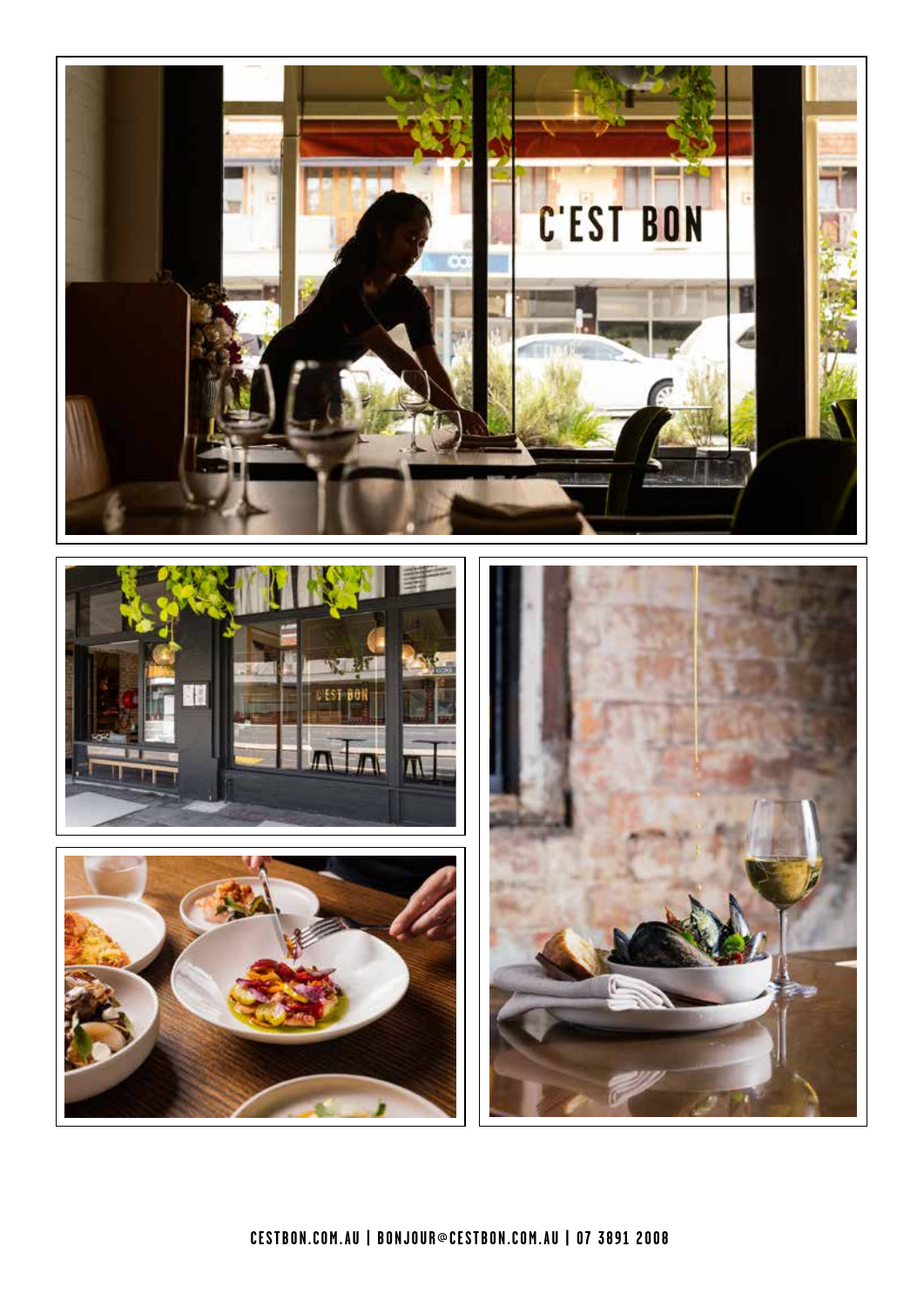CESTBON.COM.AU | BONJOUR@CESTBON.COM.AU | 07 3891 2008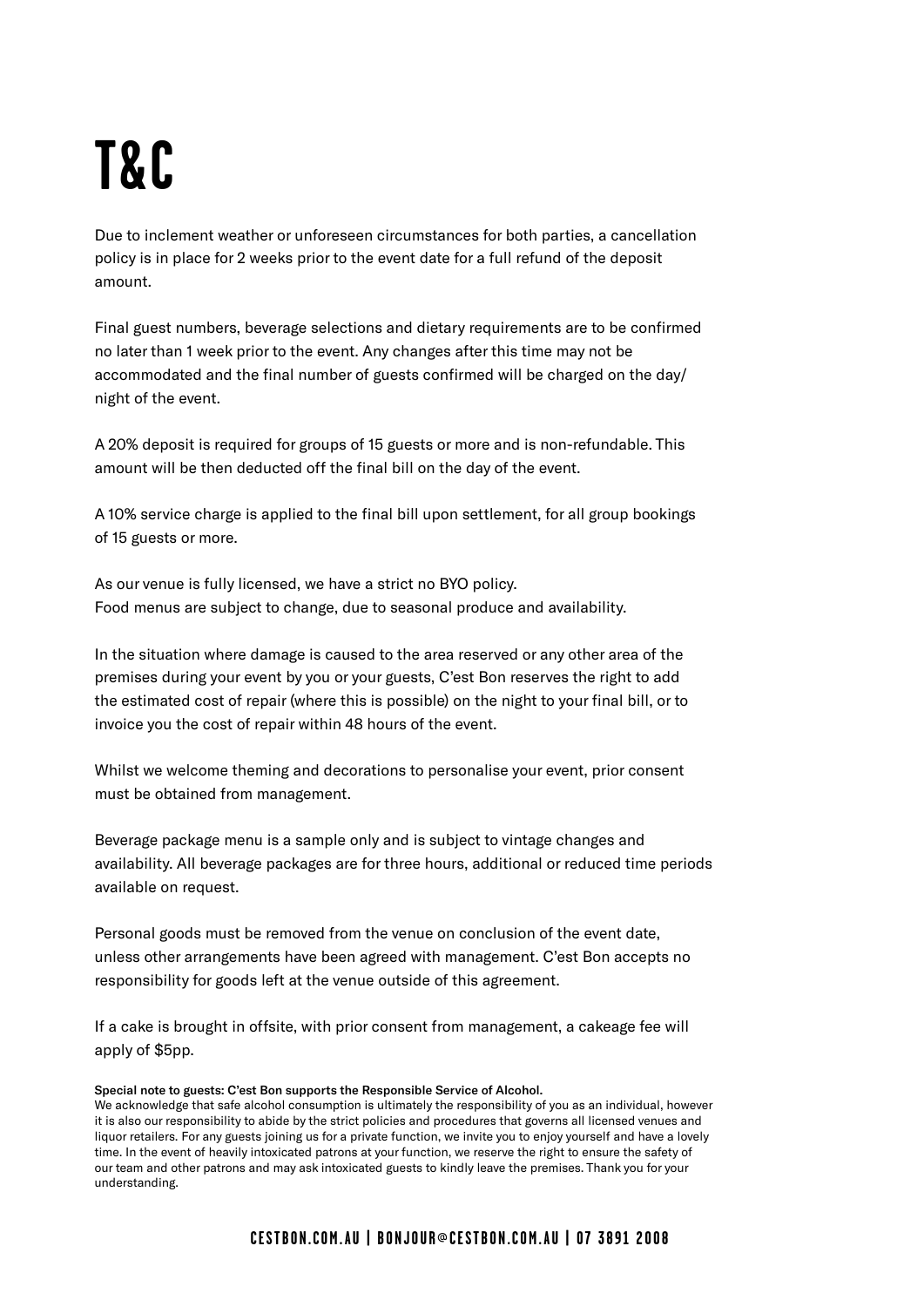# T&C

Due to inclement weather or unforeseen circumstances for both parties, a cancellation policy is in place for 2 weeks prior to the event date for a full refund of the deposit amount.

Final guest numbers, beverage selections and dietary requirements are to be confirmed no later than 1 week prior to the event. Any changes after this time may not be accommodated and the final number of guests confirmed will be charged on the day/night of the event.

A 20% deposit is required for groups of 15 guests or more and is non-refundable. This amount will be then deducted off the final bill on the day of the event.

A 10% service charge is applied to the final bill upon settlement, for all group bookings of 15 guests or more.

As our venue is fully licensed, we have a strict no BYO policy.
Food menus are subject to change, due to seasonal produce and availability.

In the situation where damage is caused to the area reserved or any other area of the premises during your event by you or your guests, C'est Bon reserves the right to add the estimated cost of repair (where this is possible) on the night to your final bill, or to invoice you the cost of repair within 48 hours of the event.

Whilst we welcome theming and decorations to personalise your event, prior consent must be obtained from management.

Beverage package menu is a sample only and is subject to vintage changes and availability. All beverage packages are for three hours, additional or reduced time periods available on request.

Personal goods must be removed from the venue on conclusion of the event date, unless other arrangements have been agreed with management. C'est Bon accepts no responsibility for goods left at the venue outside of this agreement.

If a cake is brought in offsite, with prior consent from management, a cakeage fee will apply of $5pp.

**Special note to guests: C'est Bon supports the Responsible Service of Alcohol.**
We acknowledge that safe alcohol consumption is ultimately the responsibility of you as an individual, however it is also our responsibility to abide by the strict policies and procedures that governs all licensed venues and liquor retailers. For any guests joining us for a private function, we invite you to enjoy yourself and have a lovely time. In the event of heavily intoxicated patrons at your function, we reserve the right to ensure the safety of our team and other patrons and may ask intoxicated guests to kindly leave the premises. Thank you for your understanding.

CESTBON.COM.AU | BONJOUR@CESTBON.COM.AU | 07 3891 2008